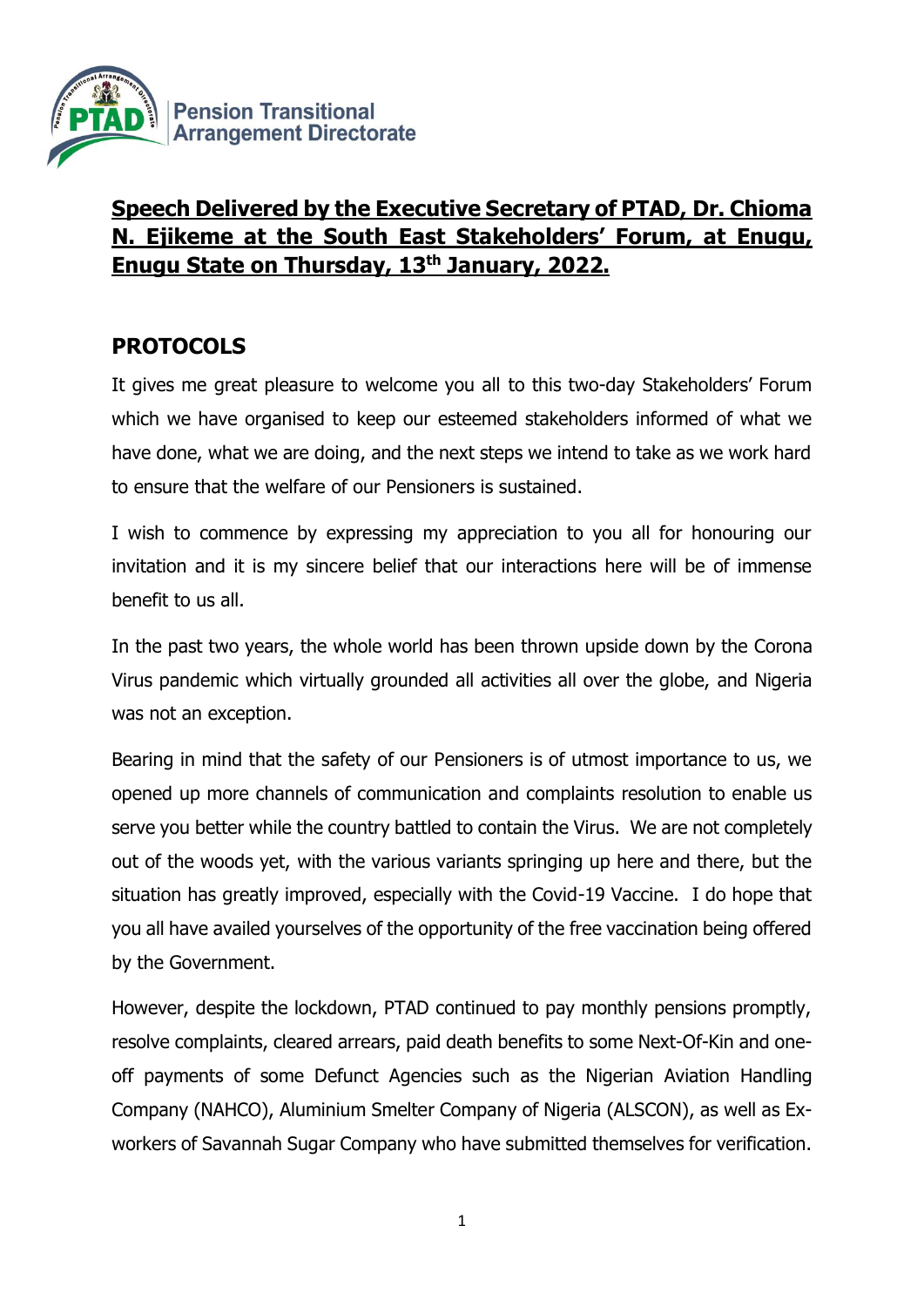Pension Transitional Arrangement Directorate

## **Speech Delivered by the Executive Secretary of PTAD, Dr. Chioma N. Ejikeme at the South East Stakeholders' Forum, at Enugu, Enugu State on Thursday, 13th January, 2022.**

## PROTOCOLS

It gives me great pleasure to welcome you all to this two-day Stakeholders' Forum which we have organised to keep our esteemed stakeholders informed of what we have done, what we are doing, and the next steps we intend to take as we work hard to ensure that the welfare of our Pensioners is sustained.

I wish to commence by expressing my appreciation to you all for honouring our invitation and it is my sincere belief that our interactions here will be of immense benefit to us all.

In the past two years, the whole world has been thrown upside down by the Corona Virus pandemic which virtually grounded all activities all over the globe, and Nigeria was not an exception.

Bearing in mind that the safety of our Pensioners is of utmost importance to us, we opened up more channels of communication and complaints resolution to enable us serve you better while the country battled to contain the Virus. We are not completely out of the woods yet, with the various variants springing up here and there, but the situation has greatly improved, especially with the Covid-19 Vaccine. I do hope that you all have availed yourselves of the opportunity of the free vaccination being offered by the Government.

However, despite the lockdown, PTAD continued to pay monthly pensions promptly, resolve complaints, cleared arrears, paid death benefits to some Next-Of-Kin and one-off payments of some Defunct Agencies such as the Nigerian Aviation Handling Company (NAHCO), Aluminium Smelter Company of Nigeria (ALSCON), as well as Ex-workers of Savannah Sugar Company who have submitted themselves for verification.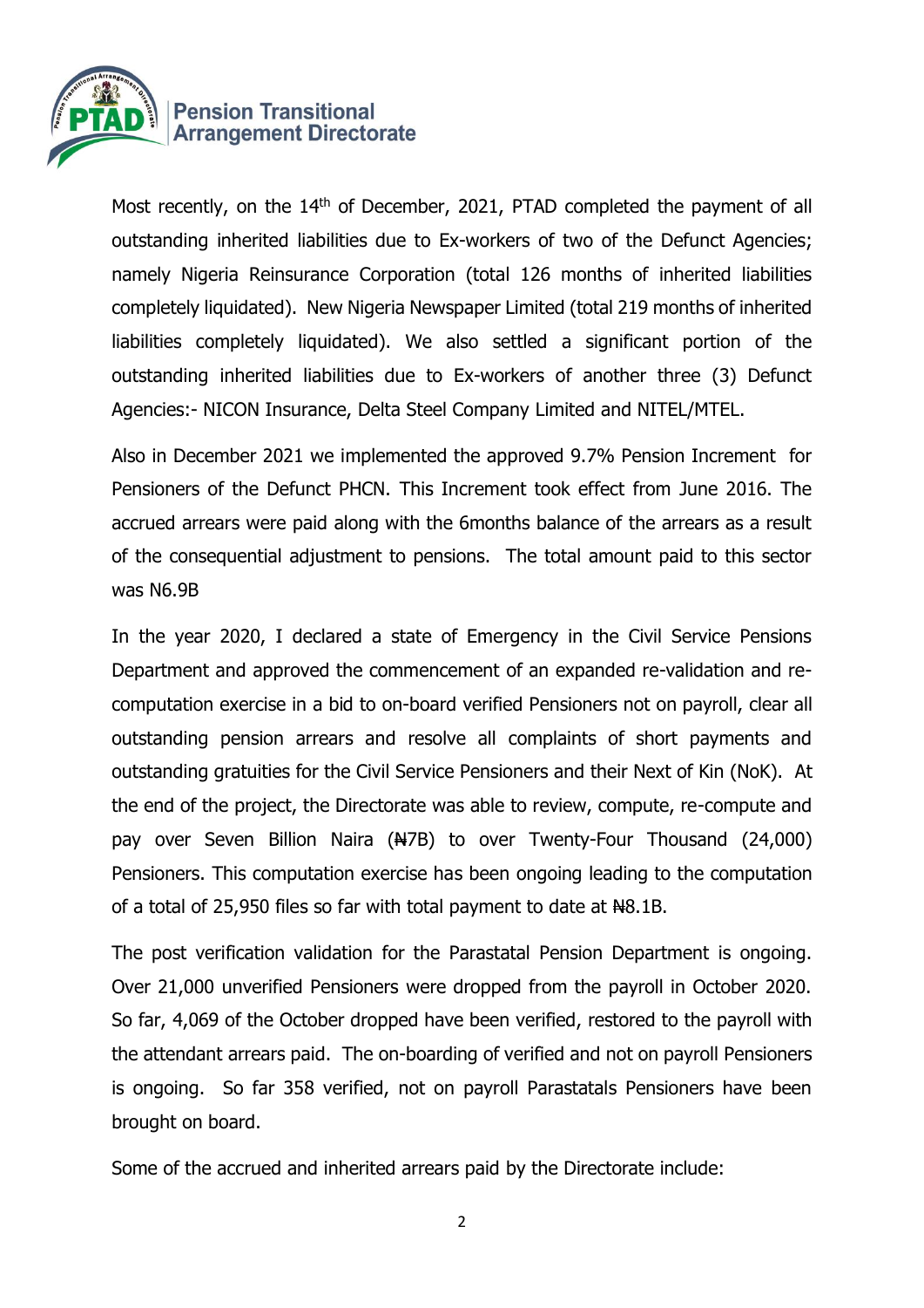Most recently, on the 14th of December, 2021, PTAD completed the payment of all outstanding inherited liabilities due to Ex-workers of two of the Defunct Agencies; namely Nigeria Reinsurance Corporation (total 126 months of inherited liabilities completely liquidated). New Nigeria Newspaper Limited (total 219 months of inherited liabilities completely liquidated). We also settled a significant portion of the outstanding inherited liabilities due to Ex-workers of another three (3) Defunct Agencies:- NICON Insurance, Delta Steel Company Limited and NITEL/MTEL.

Also in December 2021 we implemented the approved 9.7% Pension Increment for Pensioners of the Defunct PHCN. This Increment took effect from June 2016. The accrued arrears were paid along with the 6months balance of the arrears as a result of the consequential adjustment to pensions. The total amount paid to this sector was N6.9B

In the year 2020, I declared a state of Emergency in the Civil Service Pensions Department and approved the commencement of an expanded re-validation and re-computation exercise in a bid to on-board verified Pensioners not on payroll, clear all outstanding pension arrears and resolve all complaints of short payments and outstanding gratuities for the Civil Service Pensioners and their Next of Kin (NoK). At the end of the project, the Directorate was able to review, compute, re-compute and pay over Seven Billion Naira (₦7B) to over Twenty-Four Thousand (24,000) Pensioners. This computation exercise has been ongoing leading to the computation of a total of 25,950 files so far with total payment to date at ₦8.1B.

The post verification validation for the Parastatal Pension Department is ongoing. Over 21,000 unverified Pensioners were dropped from the payroll in October 2020. So far, 4,069 of the October dropped have been verified, restored to the payroll with the attendant arrears paid. The on-boarding of verified and not on payroll Pensioners is ongoing. So far 358 verified, not on payroll Parastatals Pensioners have been brought on board.

Some of the accrued and inherited arrears paid by the Directorate include: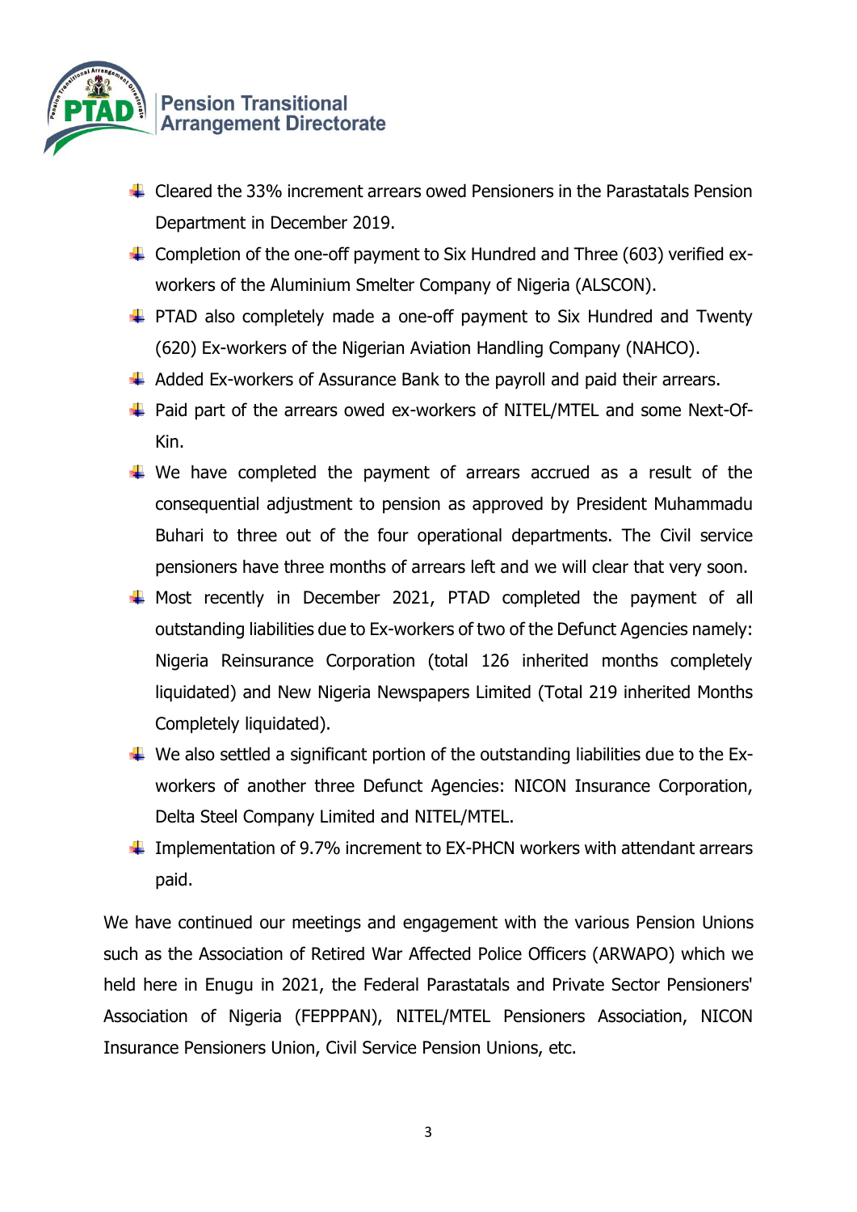- Cleared the 33% increment arrears owed Pensioners in the Parastatals Pension Department in December 2019.
- Completion of the one-off payment to Six Hundred and Three (603) verified ex-workers of the Aluminium Smelter Company of Nigeria (ALSCON).
- PTAD also completely made a one-off payment to Six Hundred and Twenty (620) Ex-workers of the Nigerian Aviation Handling Company (NAHCO).
- Added Ex-workers of Assurance Bank to the payroll and paid their arrears.
- Paid part of the arrears owed ex-workers of NITEL/MTEL and some Next-Of-Kin.
- We have completed the payment of arrears accrued as a result of the consequential adjustment to pension as approved by President Muhammadu Buhari to three out of the four operational departments. The Civil service pensioners have three months of arrears left and we will clear that very soon.
- Most recently in December 2021, PTAD completed the payment of all outstanding liabilities due to Ex-workers of two of the Defunct Agencies namely: Nigeria Reinsurance Corporation (total 126 inherited months completely liquidated) and New Nigeria Newspapers Limited (Total 219 inherited Months Completely liquidated).
- We also settled a significant portion of the outstanding liabilities due to the Ex-workers of another three Defunct Agencies: NICON Insurance Corporation, Delta Steel Company Limited and NITEL/MTEL.
- Implementation of 9.7% increment to EX-PHCN workers with attendant arrears paid.

We have continued our meetings and engagement with the various Pension Unions such as the Association of Retired War Affected Police Officers (ARWAPO) which we held here in Enugu in 2021, the Federal Parastatals and Private Sector Pensioners' Association of Nigeria (FEPPPAN), NITEL/MTEL Pensioners Association, NICON Insurance Pensioners Union, Civil Service Pension Unions, etc.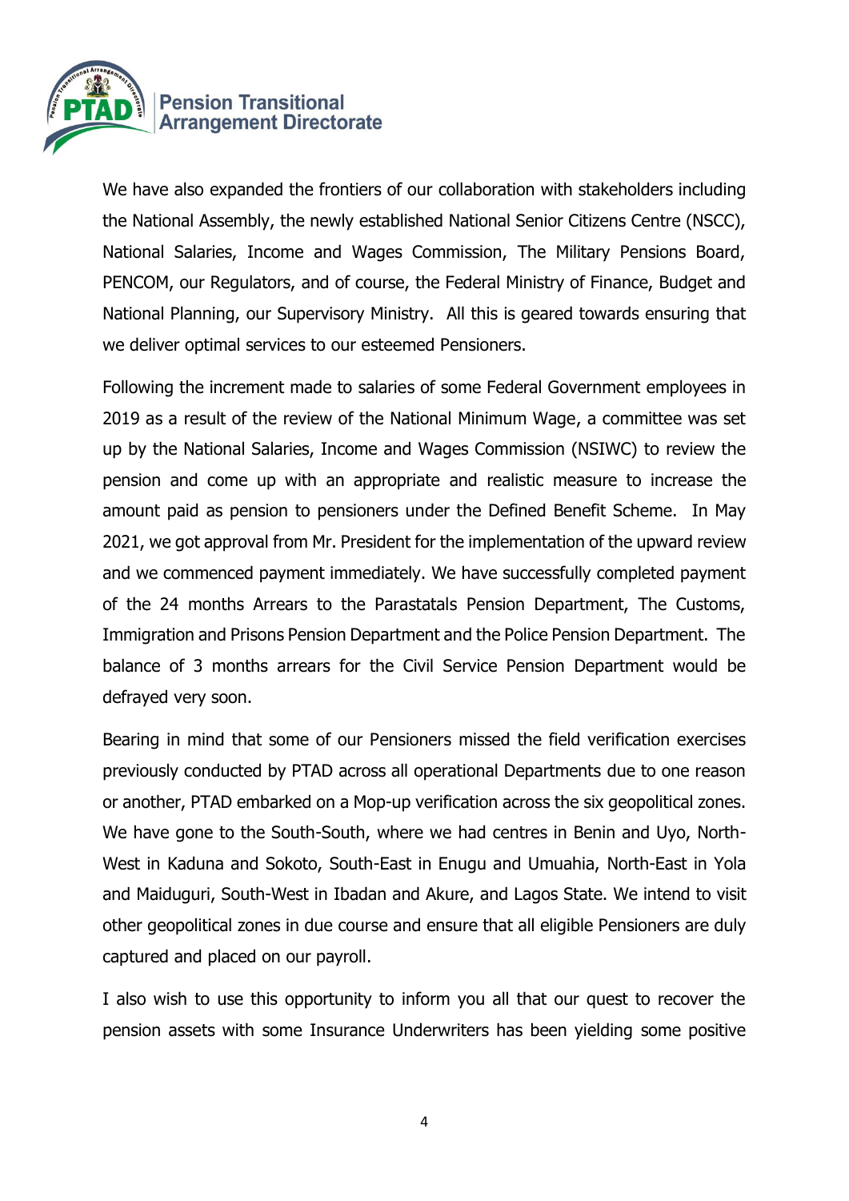We have also expanded the frontiers of our collaboration with stakeholders including the National Assembly, the newly established National Senior Citizens Centre (NSCC), National Salaries, Income and Wages Commission, The Military Pensions Board, PENCOM, our Regulators, and of course, the Federal Ministry of Finance, Budget and National Planning, our Supervisory Ministry. All this is geared towards ensuring that we deliver optimal services to our esteemed Pensioners.

Following the increment made to salaries of some Federal Government employees in 2019 as a result of the review of the National Minimum Wage, a committee was set up by the National Salaries, Income and Wages Commission (NSIWC) to review the pension and come up with an appropriate and realistic measure to increase the amount paid as pension to pensioners under the Defined Benefit Scheme. In May 2021, we got approval from Mr. President for the implementation of the upward review and we commenced payment immediately. We have successfully completed payment of the 24 months Arrears to the Parastatals Pension Department, The Customs, Immigration and Prisons Pension Department and the Police Pension Department. The balance of 3 months arrears for the Civil Service Pension Department would be defrayed very soon.

Bearing in mind that some of our Pensioners missed the field verification exercises previously conducted by PTAD across all operational Departments due to one reason or another, PTAD embarked on a Mop-up verification across the six geopolitical zones. We have gone to the South-South, where we had centres in Benin and Uyo, North-West in Kaduna and Sokoto, South-East in Enugu and Umuahia, North-East in Yola and Maiduguri, South-West in Ibadan and Akure, and Lagos State. We intend to visit other geopolitical zones in due course and ensure that all eligible Pensioners are duly captured and placed on our payroll.

I also wish to use this opportunity to inform you all that our quest to recover the pension assets with some Insurance Underwriters has been yielding some positive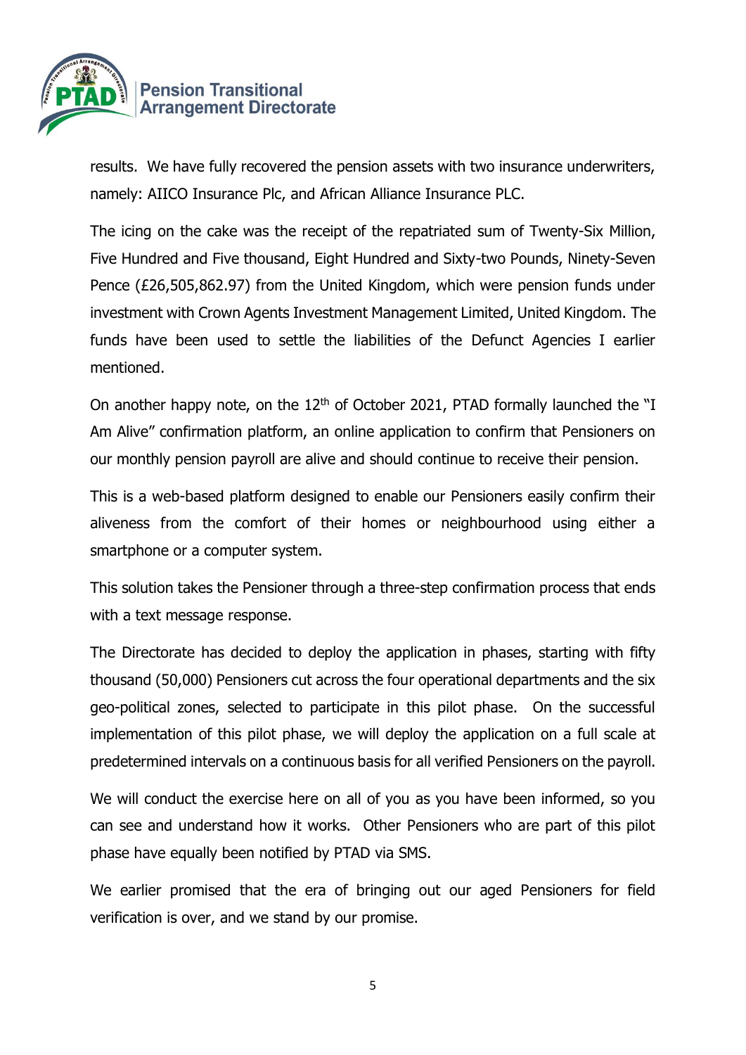results. We have fully recovered the pension assets with two insurance underwriters, namely: AIICO Insurance Plc, and African Alliance Insurance PLC.

The icing on the cake was the receipt of the repatriated sum of Twenty-Six Million, Five Hundred and Five thousand, Eight Hundred and Sixty-two Pounds, Ninety-Seven Pence (£26,505,862.97) from the United Kingdom, which were pension funds under investment with Crown Agents Investment Management Limited, United Kingdom. The funds have been used to settle the liabilities of the Defunct Agencies I earlier mentioned.

On another happy note, on the 12th of October 2021, PTAD formally launched the "I Am Alive" confirmation platform, an online application to confirm that Pensioners on our monthly pension payroll are alive and should continue to receive their pension.

This is a web-based platform designed to enable our Pensioners easily confirm their aliveness from the comfort of their homes or neighbourhood using either a smartphone or a computer system.

This solution takes the Pensioner through a three-step confirmation process that ends with a text message response.

The Directorate has decided to deploy the application in phases, starting with fifty thousand (50,000) Pensioners cut across the four operational departments and the six geo-political zones, selected to participate in this pilot phase. On the successful implementation of this pilot phase, we will deploy the application on a full scale at predetermined intervals on a continuous basis for all verified Pensioners on the payroll.

We will conduct the exercise here on all of you as you have been informed, so you can see and understand how it works. Other Pensioners who are part of this pilot phase have equally been notified by PTAD via SMS.

We earlier promised that the era of bringing out our aged Pensioners for field verification is over, and we stand by our promise.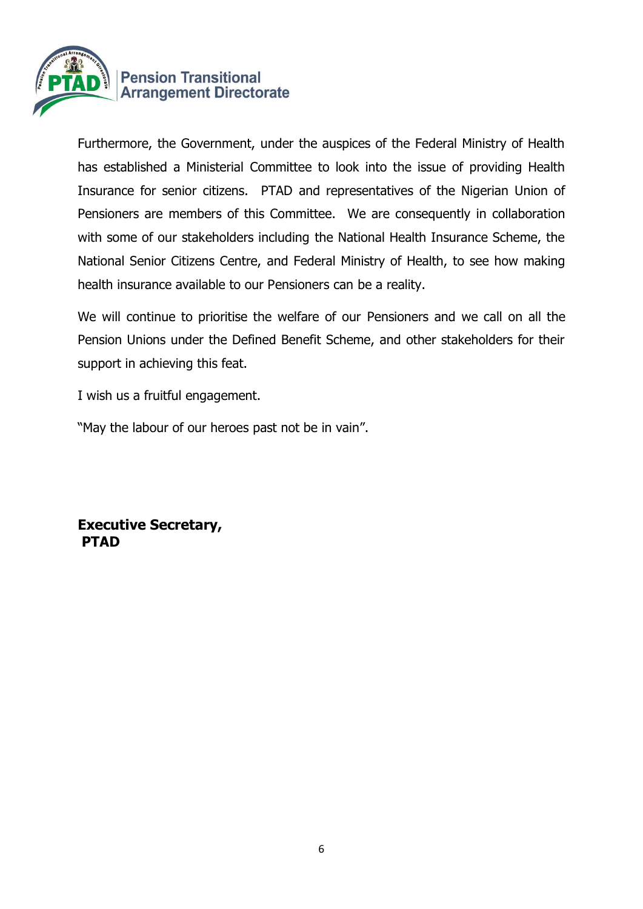Furthermore, the Government, under the auspices of the Federal Ministry of Health has established a Ministerial Committee to look into the issue of providing Health Insurance for senior citizens. PTAD and representatives of the Nigerian Union of Pensioners are members of this Committee. We are consequently in collaboration with some of our stakeholders including the National Health Insurance Scheme, the National Senior Citizens Centre, and Federal Ministry of Health, to see how making health insurance available to our Pensioners can be a reality.

We will continue to prioritise the welfare of our Pensioners and we call on all the Pension Unions under the Defined Benefit Scheme, and other stakeholders for their support in achieving this feat.

I wish us a fruitful engagement.

"May the labour of our heroes past not be in vain".

**Executive Secretary,**
**PTAD**